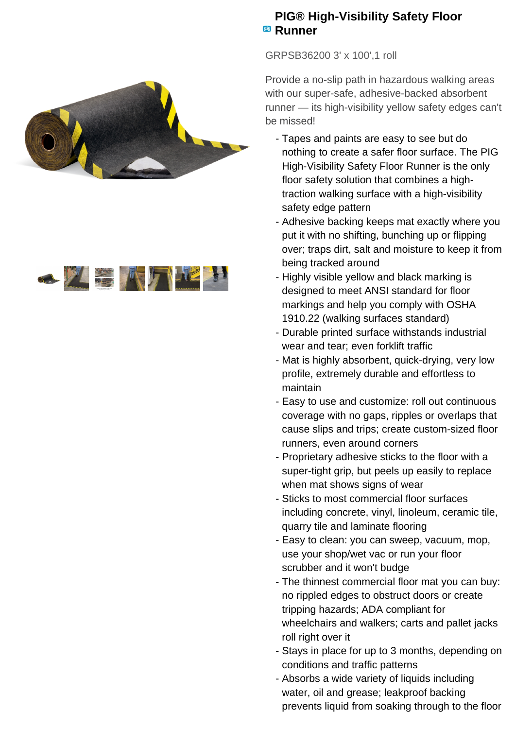# PIG® High-Visibility Safety Floor Runner

GRPSB36200 3' x 100',1 roll

Provide a no-slip path in hazardous walking areas with our super-safe, adhesive-backed absorbent runner — its high-visibility yellow safety edges can't be missed!

- Tapes and paints are easy to see but do nothing to create a safer floor surface. The PIG High-Visibility Safety Floor Runner is the only floor safety solution that combines a high-traction walking surface with a high-visibility safety edge pattern
- Adhesive backing keeps mat exactly where you put it with no shifting, bunching up or flipping over; traps dirt, salt and moisture to keep it from being tracked around
- Highly visible yellow and black marking is designed to meet ANSI standard for floor markings and help you comply with OSHA 1910.22 (walking surfaces standard)
- Durable printed surface withstands industrial wear and tear; even forklift traffic
- Mat is highly absorbent, quick-drying, very low profile, extremely durable and effortless to maintain
- Easy to use and customize: roll out continuous coverage with no gaps, ripples or overlaps that cause slips and trips; create custom-sized floor runners, even around corners
- Proprietary adhesive sticks to the floor with a super-tight grip, but peels up easily to replace when mat shows signs of wear
- Sticks to most commercial floor surfaces including concrete, vinyl, linoleum, ceramic tile, quarry tile and laminate flooring
- Easy to clean: you can sweep, vacuum, mop, use your shop/wet vac or run your floor scrubber and it won't budge
- The thinnest commercial floor mat you can buy: no rippled edges to obstruct doors or create tripping hazards; ADA compliant for wheelchairs and walkers; carts and pallet jacks roll right over it
- Stays in place for up to 3 months, depending on conditions and traffic patterns
- Absorbs a wide variety of liquids including water, oil and grease; leakproof backing prevents liquid from soaking through to the floor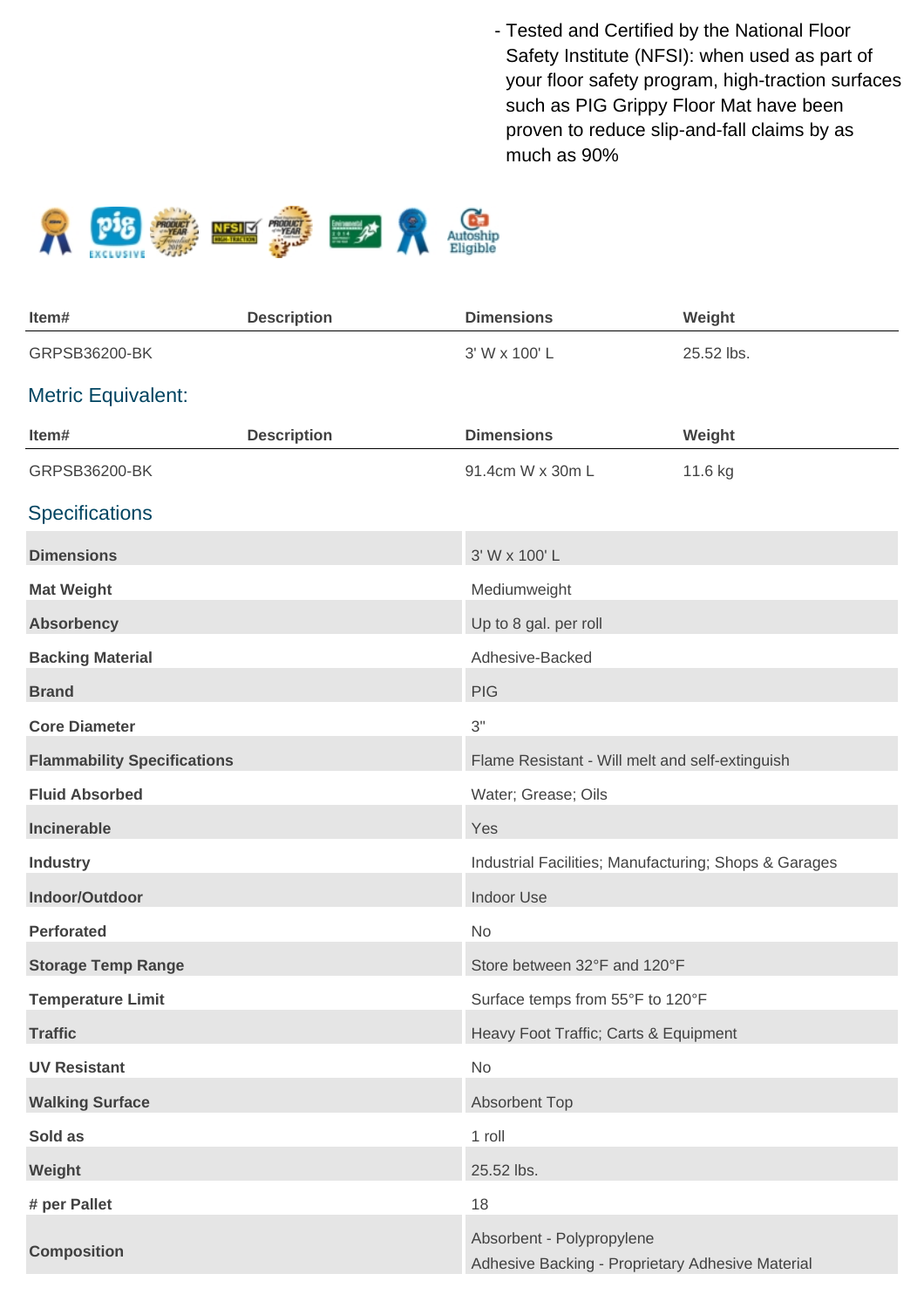- Tested and Certified by the National Floor Safety Institute (NFSI): when used as part of your floor safety program, high-traction surfaces such as PIG Grippy Floor Mat have been proven to reduce slip-and-fall claims by as much as 90%

| Item# | Description | Dimensions | Weight |
| --- | --- | --- | --- |
| GRPSB36200-BK | | 3' W x 100' L | 25.52 lbs. |

## Metric Equivalent:

| Item# | Description | Dimensions | Weight |
| --- | --- | --- | --- |
| GRPSB36200-BK | | 91.4cm W x 30m L | 11.6 kg |

## Specifications

| | |
| --- | --- |
| **Dimensions** | 3' W x 100' L |
| **Mat Weight** | Mediumweight |
| **Absorbency** | Up to 8 gal. per roll |
| **Backing Material** | Adhesive-Backed |
| **Brand** | PIG |
| **Core Diameter** | 3" |
| **Flammability Specifications** | Flame Resistant - Will melt and self-extinguish |
| **Fluid Absorbed** | Water; Grease; Oils |
| **Incinerable** | Yes |
| **Industry** | Industrial Facilities; Manufacturing; Shops & Garages |
| **Indoor/Outdoor** | Indoor Use |
| **Perforated** | No |
| **Storage Temp Range** | Store between 32°F and 120°F |
| **Temperature Limit** | Surface temps from 55°F to 120°F |
| **Traffic** | Heavy Foot Traffic; Carts & Equipment |
| **UV Resistant** | No |
| **Walking Surface** | Absorbent Top |
| **Sold as** | 1 roll |
| **Weight** | 25.52 lbs. |
| **# per Pallet** | 18 |
| **Composition** | Absorbent - Polypropylene<br>Adhesive Backing - Proprietary Adhesive Material |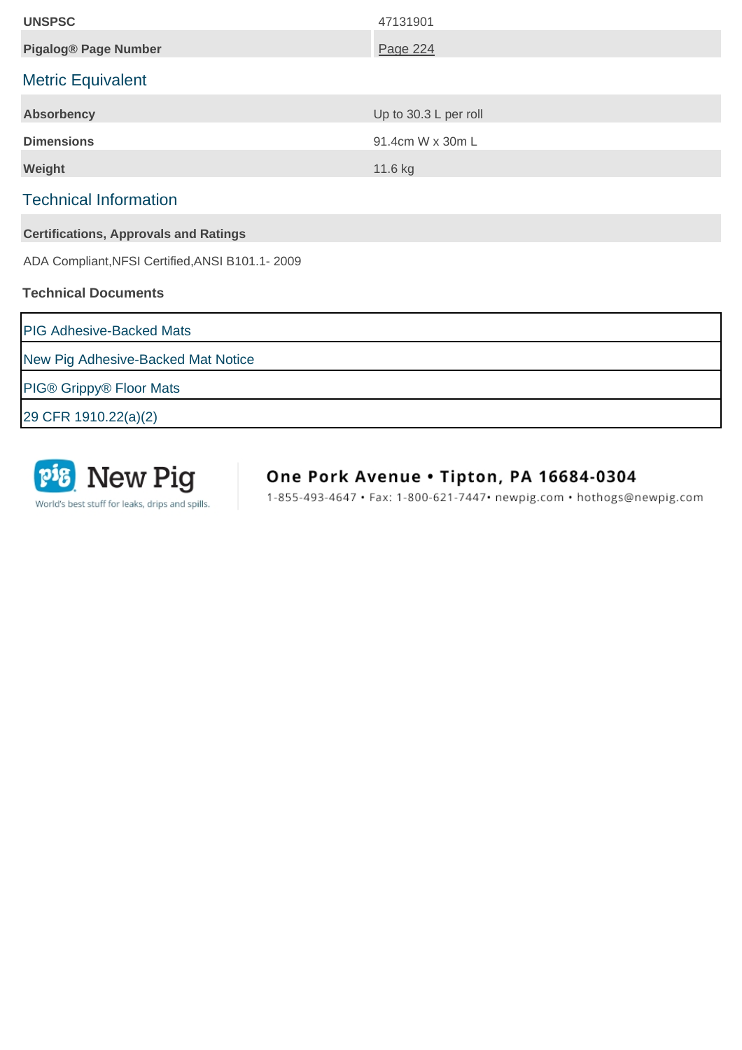| | |
|---|---|
| **UNSPSC** | 47131901 |
| **Pigalog® Page Number** | Page 224 |

## Metric Equivalent

| | |
|---|---|
| **Absorbency** | Up to 30.3 L per roll |
| **Dimensions** | 91.4cm W x 30m L |
| **Weight** | 11.6 kg |

## Technical Information

**Certifications, Approvals and Ratings**

ADA Compliant,NFSI Certified,ANSI B101.1- 2009

**Technical Documents**

| |
|---|
| PIG Adhesive-Backed Mats |
| New Pig Adhesive-Backed Mat Notice |
| PIG® Grippy® Floor Mats |
| 29 CFR 1910.22(a)(2) |

New Pig
World's best stuff for leaks, drips and spills.

One Pork Avenue • Tipton, PA 16684-0304
1-855-493-4647 • Fax: 1-800-621-7447• newpig.com • hothogs@newpig.com